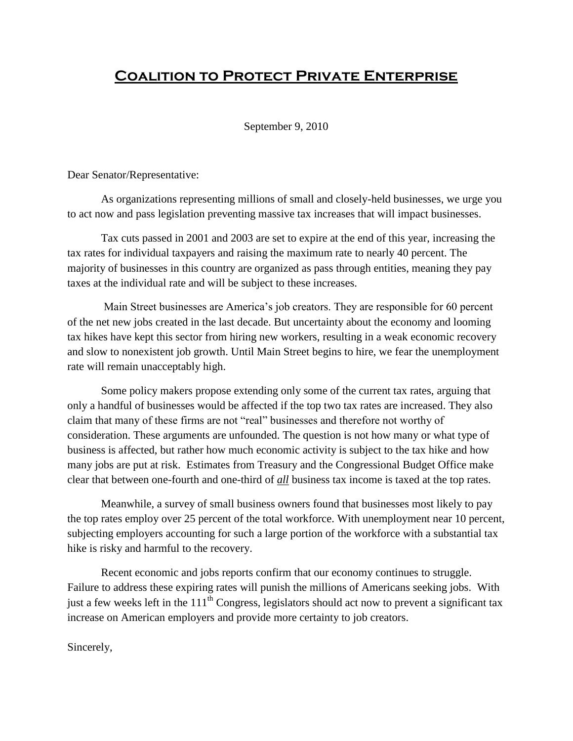# Coalition to Protect Private Enterprise

September 9, 2010

Dear Senator/Representative:

As organizations representing millions of small and closely-held businesses, we urge you to act now and pass legislation preventing massive tax increases that will impact businesses.

Tax cuts passed in 2001 and 2003 are set to expire at the end of this year, increasing the tax rates for individual taxpayers and raising the maximum rate to nearly 40 percent. The majority of businesses in this country are organized as pass through entities, meaning they pay taxes at the individual rate and will be subject to these increases.

Main Street businesses are America's job creators. They are responsible for 60 percent of the net new jobs created in the last decade. But uncertainty about the economy and looming tax hikes have kept this sector from hiring new workers, resulting in a weak economic recovery and slow to nonexistent job growth. Until Main Street begins to hire, we fear the unemployment rate will remain unacceptably high.

Some policy makers propose extending only some of the current tax rates, arguing that only a handful of businesses would be affected if the top two tax rates are increased. They also claim that many of these firms are not "real" businesses and therefore not worthy of consideration. These arguments are unfounded. The question is not how many or what type of business is affected, but rather how much economic activity is subject to the tax hike and how many jobs are put at risk. Estimates from Treasury and the Congressional Budget Office make clear that between one-fourth and one-third of ***all*** business tax income is taxed at the top rates.

Meanwhile, a survey of small business owners found that businesses most likely to pay the top rates employ over 25 percent of the total workforce. With unemployment near 10 percent, subjecting employers accounting for such a large portion of the workforce with a substantial tax hike is risky and harmful to the recovery.

Recent economic and jobs reports confirm that our economy continues to struggle. Failure to address these expiring rates will punish the millions of Americans seeking jobs. With just a few weeks left in the 111th Congress, legislators should act now to prevent a significant tax increase on American employers and provide more certainty to job creators.

Sincerely,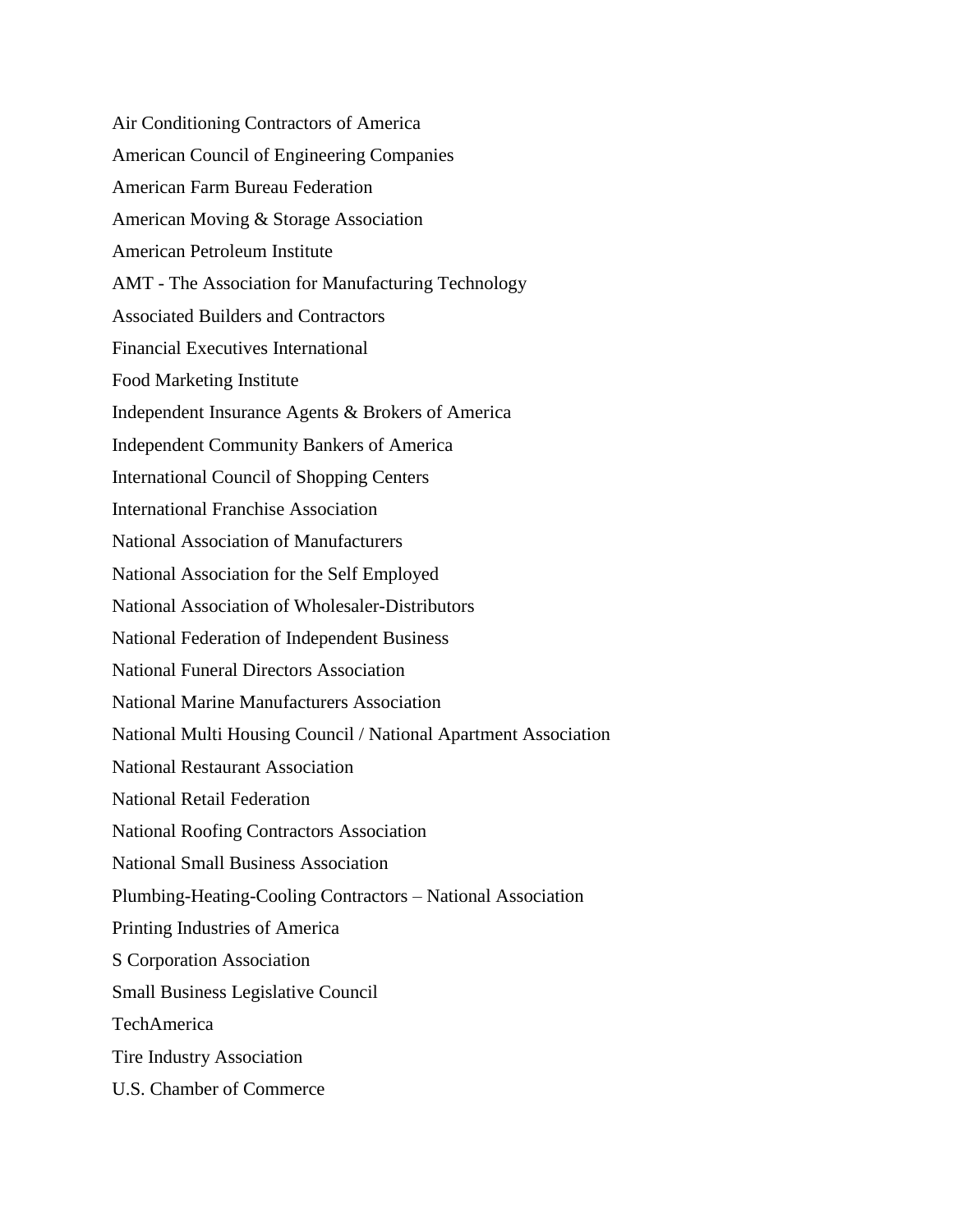Air Conditioning Contractors of America

American Council of Engineering Companies

American Farm Bureau Federation

American Moving & Storage Association

American Petroleum Institute

AMT - The Association for Manufacturing Technology

Associated Builders and Contractors

Financial Executives International

Food Marketing Institute

Independent Insurance Agents & Brokers of America

Independent Community Bankers of America

International Council of Shopping Centers

International Franchise Association

National Association of Manufacturers

National Association for the Self Employed

National Association of Wholesaler-Distributors

National Federation of Independent Business

National Funeral Directors Association

National Marine Manufacturers Association

National Multi Housing Council / National Apartment Association

National Restaurant Association

National Retail Federation

National Roofing Contractors Association

National Small Business Association

Plumbing-Heating-Cooling Contractors – National Association

Printing Industries of America

S Corporation Association

Small Business Legislative Council

TechAmerica

Tire Industry Association

U.S. Chamber of Commerce